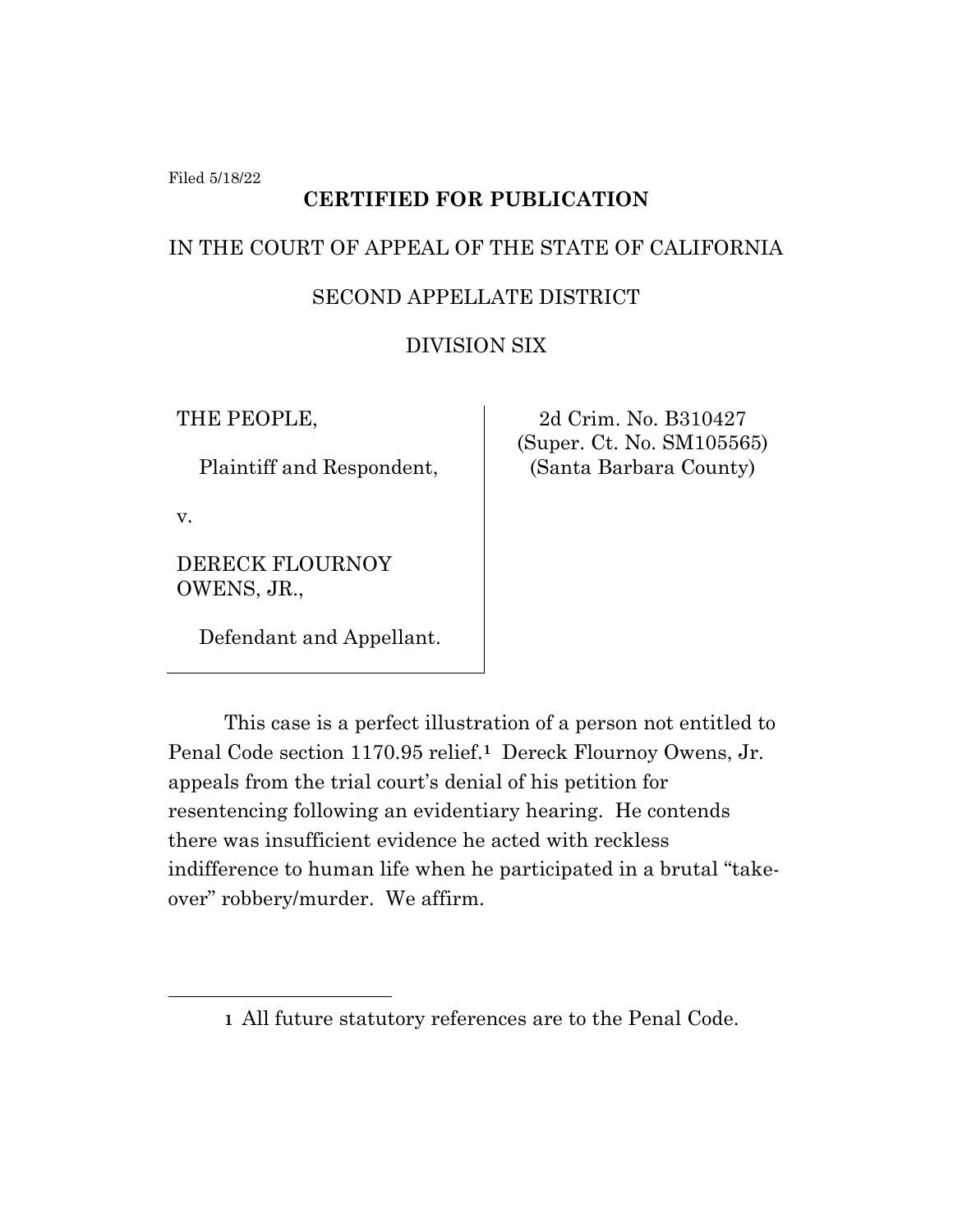Filed 5/18/22

**CERTIFIED FOR PUBLICATION**

IN THE COURT OF APPEAL OF THE STATE OF CALIFORNIA

SECOND APPELLATE DISTRICT

DIVISION SIX

| | |
|---|---|
| THE PEOPLE,<br><br>Plaintiff and Respondent,<br><br>v.<br><br>DERECK FLOURNOY OWENS, JR.,<br><br>Defendant and Appellant. | 2d Crim. No. B310427<br>(Super. Ct. No. SM105565)<br>(Santa Barbara County) |

This case is a perfect illustration of a person not entitled to Penal Code section 1170.95 relief.[1] Dereck Flournoy Owens, Jr. appeals from the trial court's denial of his petition for resentencing following an evidentiary hearing. He contends there was insufficient evidence he acted with reckless indifference to human life when he participated in a brutal "take-over" robbery/murder. We affirm.

---

[1] All future statutory references are to the Penal Code.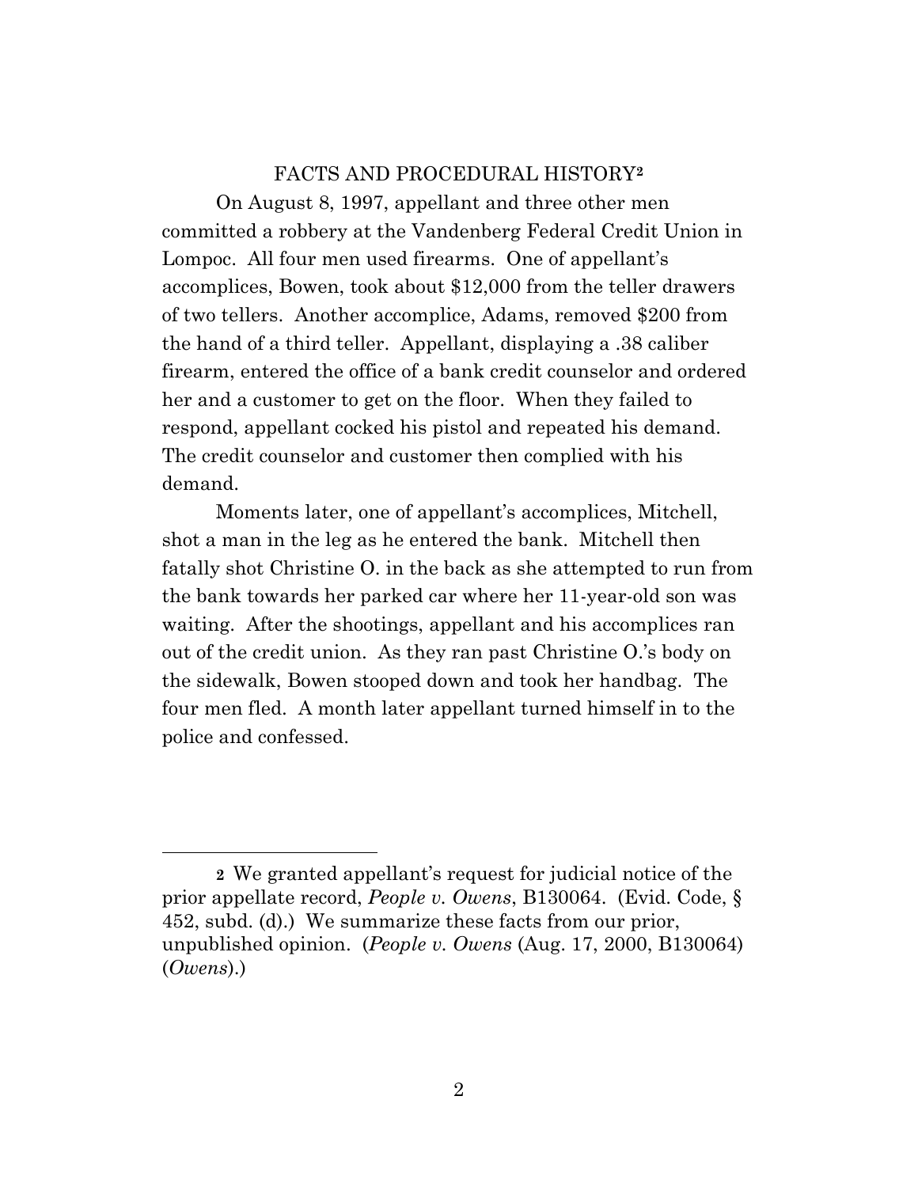## FACTS AND PROCEDURAL HISTORY[2]

On August 8, 1997, appellant and three other men committed a robbery at the Vandenberg Federal Credit Union in Lompoc. All four men used firearms. One of appellant's accomplices, Bowen, took about $12,000 from the teller drawers of two tellers. Another accomplice, Adams, removed $200 from the hand of a third teller. Appellant, displaying a .38 caliber firearm, entered the office of a bank credit counselor and ordered her and a customer to get on the floor. When they failed to respond, appellant cocked his pistol and repeated his demand. The credit counselor and customer then complied with his demand.

Moments later, one of appellant's accomplices, Mitchell, shot a man in the leg as he entered the bank. Mitchell then fatally shot Christine O. in the back as she attempted to run from the bank towards her parked car where her 11-year-old son was waiting. After the shootings, appellant and his accomplices ran out of the credit union. As they ran past Christine O.'s body on the sidewalk, Bowen stooped down and took her handbag. The four men fled. A month later appellant turned himself in to the police and confessed.

---

[2] We granted appellant's request for judicial notice of the prior appellate record, *People v. Owens*, B130064. (Evid. Code, § 452, subd. (d).) We summarize these facts from our prior, unpublished opinion. (*People v. Owens* (Aug. 17, 2000, B130064) (*Owens*).)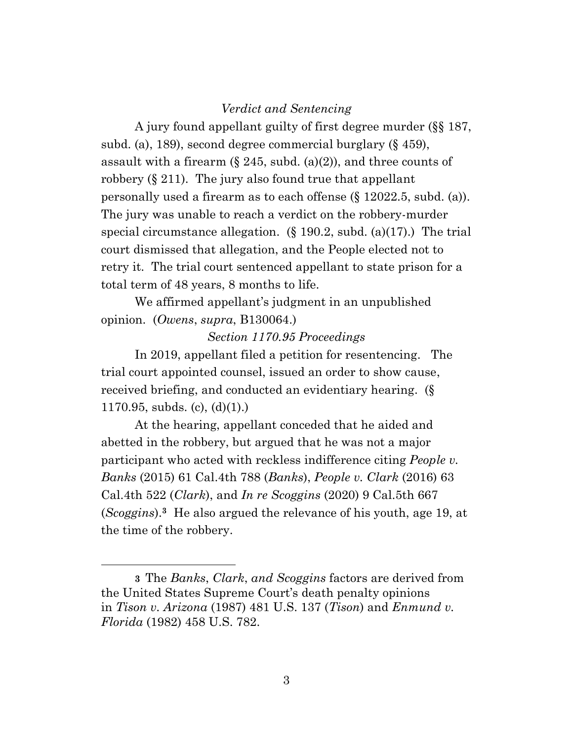*Verdict and Sentencing*

A jury found appellant guilty of first degree murder (§§ 187, subd. (a), 189), second degree commercial burglary (§ 459), assault with a firearm (§ 245, subd. (a)(2)), and three counts of robbery (§ 211). The jury also found true that appellant personally used a firearm as to each offense (§ 12022.5, subd. (a)). The jury was unable to reach a verdict on the robbery-murder special circumstance allegation. (§ 190.2, subd. (a)(17).) The trial court dismissed that allegation, and the People elected not to retry it. The trial court sentenced appellant to state prison for a total term of 48 years, 8 months to life.

We affirmed appellant's judgment in an unpublished opinion. (*Owens*, *supra*, B130064.)

*Section 1170.95 Proceedings*

In 2019, appellant filed a petition for resentencing. The trial court appointed counsel, issued an order to show cause, received briefing, and conducted an evidentiary hearing. (§ 1170.95, subds. (c), (d)(1).)

At the hearing, appellant conceded that he aided and abetted in the robbery, but argued that he was not a major participant who acted with reckless indifference citing *People v. Banks* (2015) 61 Cal.4th 788 (*Banks*), *People v. Clark* (2016) 63 Cal.4th 522 (*Clark*), and *In re Scoggins* (2020) 9 Cal.5th 667 (*Scoggins*).[3] He also argued the relevance of his youth, age 19, at the time of the robbery.

---

[3] The *Banks*, *Clark*, *and Scoggins* factors are derived from the United States Supreme Court's death penalty opinions in *Tison v. Arizona* (1987) 481 U.S. 137 (*Tison*) and *Enmund v. Florida* (1982) 458 U.S. 782.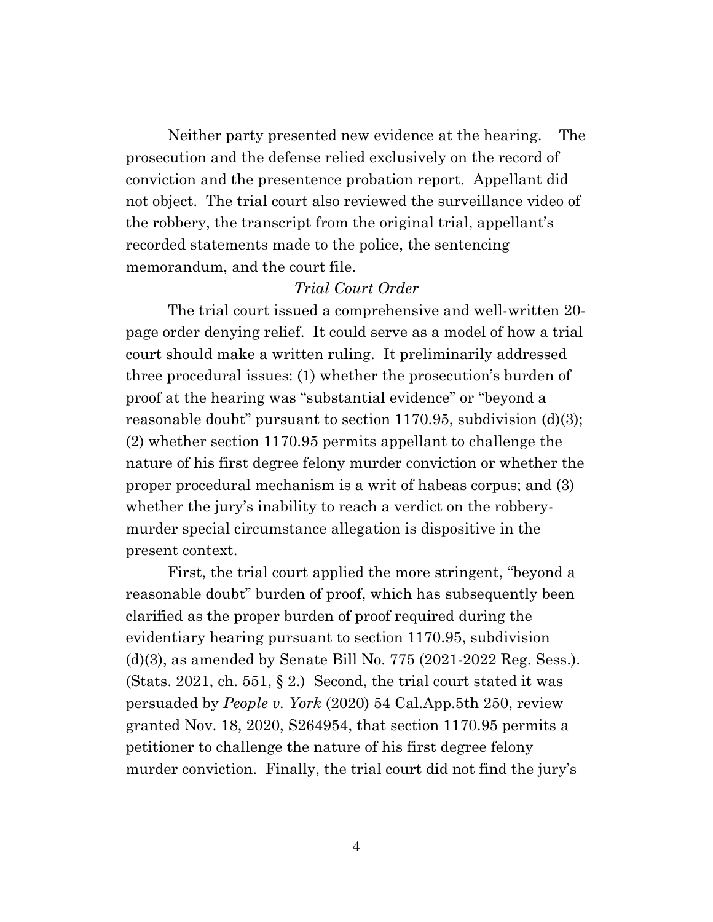Neither party presented new evidence at the hearing. The prosecution and the defense relied exclusively on the record of conviction and the presentence probation report. Appellant did not object. The trial court also reviewed the surveillance video of the robbery, the transcript from the original trial, appellant's recorded statements made to the police, the sentencing memorandum, and the court file.

*Trial Court Order*

The trial court issued a comprehensive and well-written 20-page order denying relief. It could serve as a model of how a trial court should make a written ruling. It preliminarily addressed three procedural issues: (1) whether the prosecution's burden of proof at the hearing was "substantial evidence" or "beyond a reasonable doubt" pursuant to section 1170.95, subdivision (d)(3); (2) whether section 1170.95 permits appellant to challenge the nature of his first degree felony murder conviction or whether the proper procedural mechanism is a writ of habeas corpus; and (3) whether the jury's inability to reach a verdict on the robbery-murder special circumstance allegation is dispositive in the present context.

First, the trial court applied the more stringent, "beyond a reasonable doubt" burden of proof, which has subsequently been clarified as the proper burden of proof required during the evidentiary hearing pursuant to section 1170.95, subdivision (d)(3), as amended by Senate Bill No. 775 (2021-2022 Reg. Sess.). (Stats. 2021, ch. 551, § 2.) Second, the trial court stated it was persuaded by *People v. York* (2020) 54 Cal.App.5th 250, review granted Nov. 18, 2020, S264954, that section 1170.95 permits a petitioner to challenge the nature of his first degree felony murder conviction. Finally, the trial court did not find the jury's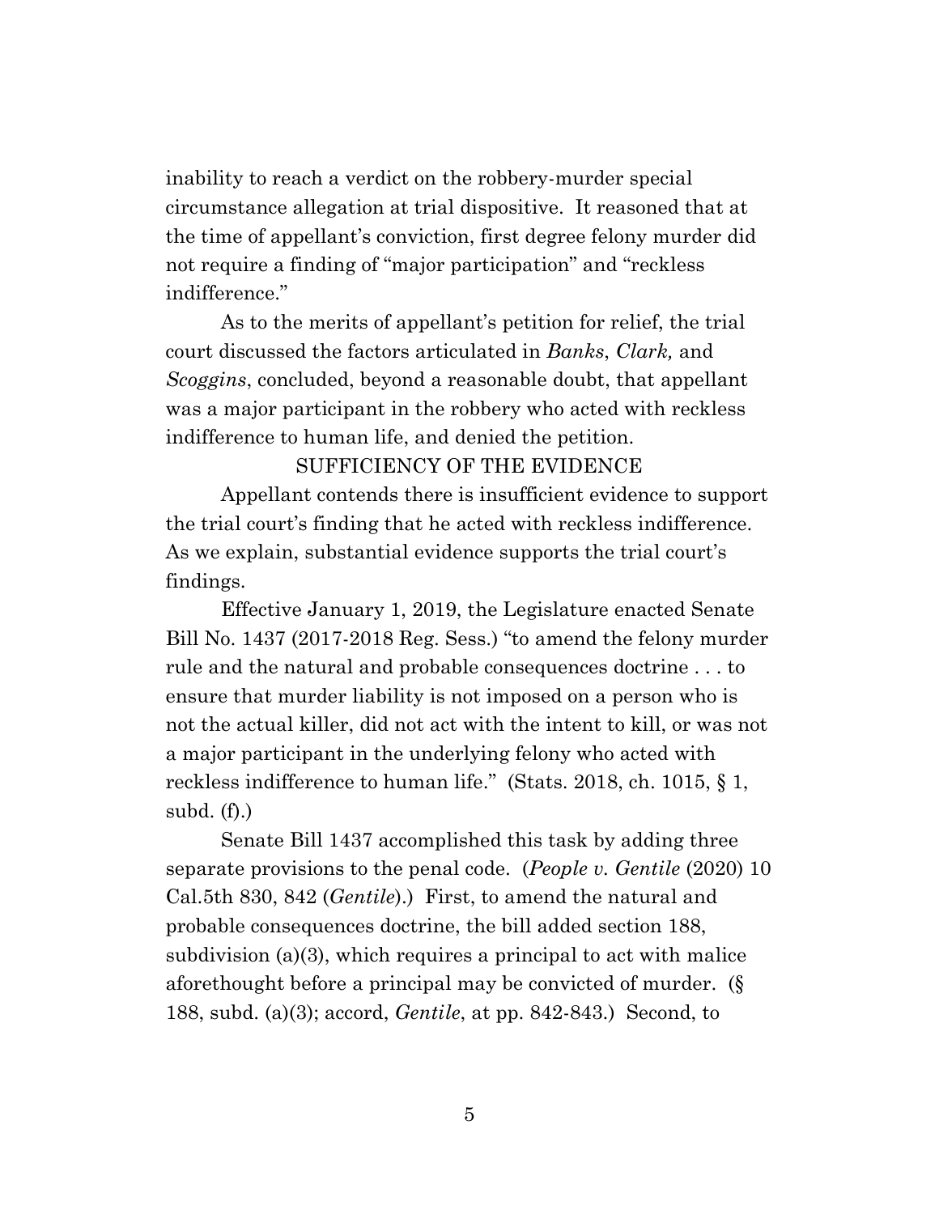inability to reach a verdict on the robbery-murder special circumstance allegation at trial dispositive. It reasoned that at the time of appellant's conviction, first degree felony murder did not require a finding of "major participation" and "reckless indifference."

As to the merits of appellant's petition for relief, the trial court discussed the factors articulated in *Banks*, *Clark,* and *Scoggins*, concluded, beyond a reasonable doubt, that appellant was a major participant in the robbery who acted with reckless indifference to human life, and denied the petition.

## SUFFICIENCY OF THE EVIDENCE

Appellant contends there is insufficient evidence to support the trial court's finding that he acted with reckless indifference. As we explain, substantial evidence supports the trial court's findings.

Effective January 1, 2019, the Legislature enacted Senate Bill No. 1437 (2017-2018 Reg. Sess.) "to amend the felony murder rule and the natural and probable consequences doctrine . . . to ensure that murder liability is not imposed on a person who is not the actual killer, did not act with the intent to kill, or was not a major participant in the underlying felony who acted with reckless indifference to human life." (Stats. 2018, ch. 1015, § 1, subd. (f).)

Senate Bill 1437 accomplished this task by adding three separate provisions to the penal code. (*People v. Gentile* (2020) 10 Cal.5th 830, 842 (*Gentile*).) First, to amend the natural and probable consequences doctrine, the bill added section 188, subdivision (a)(3), which requires a principal to act with malice aforethought before a principal may be convicted of murder. (§ 188, subd. (a)(3); accord, *Gentile*, at pp. 842-843.) Second, to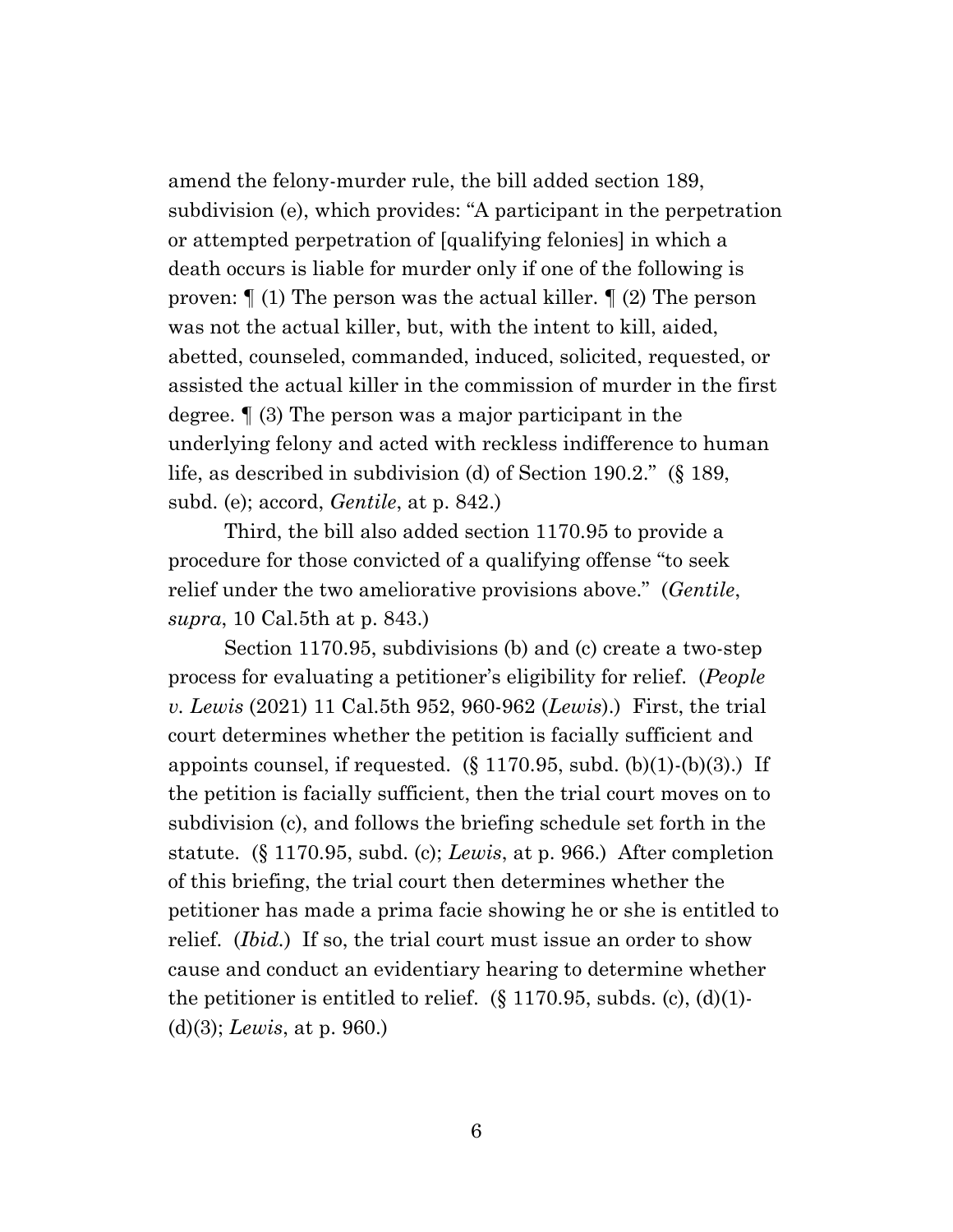amend the felony-murder rule, the bill added section 189, subdivision (e), which provides: "A participant in the perpetration or attempted perpetration of [qualifying felonies] in which a death occurs is liable for murder only if one of the following is proven: ¶ (1) The person was the actual killer. ¶ (2) The person was not the actual killer, but, with the intent to kill, aided, abetted, counseled, commanded, induced, solicited, requested, or assisted the actual killer in the commission of murder in the first degree. ¶ (3) The person was a major participant in the underlying felony and acted with reckless indifference to human life, as described in subdivision (d) of Section 190.2." (§ 189, subd. (e); accord, *Gentile*, at p. 842.)

Third, the bill also added section 1170.95 to provide a procedure for those convicted of a qualifying offense "to seek relief under the two ameliorative provisions above." (*Gentile*, *supra*, 10 Cal.5th at p. 843.)

Section 1170.95, subdivisions (b) and (c) create a two-step process for evaluating a petitioner's eligibility for relief. (*People v. Lewis* (2021) 11 Cal.5th 952, 960-962 (*Lewis*).) First, the trial court determines whether the petition is facially sufficient and appoints counsel, if requested. (§ 1170.95, subd. (b)(1)-(b)(3).) If the petition is facially sufficient, then the trial court moves on to subdivision (c), and follows the briefing schedule set forth in the statute. (§ 1170.95, subd. (c); *Lewis*, at p. 966.) After completion of this briefing, the trial court then determines whether the petitioner has made a prima facie showing he or she is entitled to relief. (*Ibid.*) If so, the trial court must issue an order to show cause and conduct an evidentiary hearing to determine whether the petitioner is entitled to relief. (§ 1170.95, subds. (c), (d)(1)-(d)(3); *Lewis*, at p. 960.)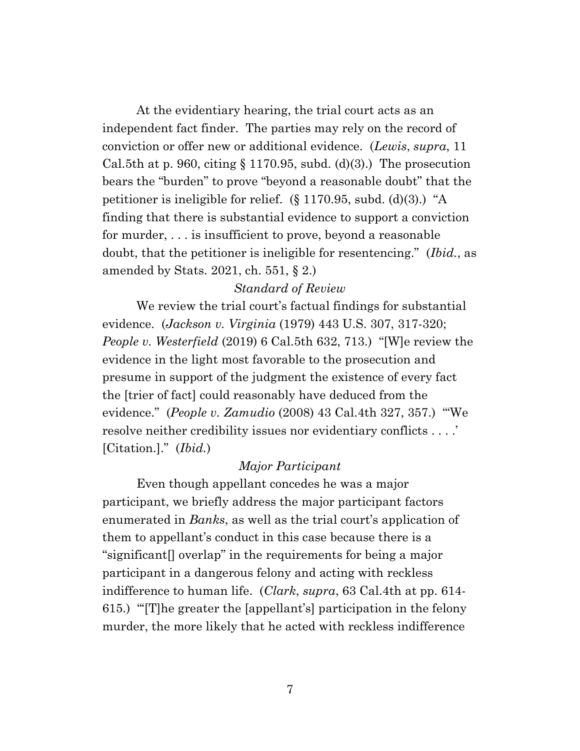At the evidentiary hearing, the trial court acts as an independent fact finder. The parties may rely on the record of conviction or offer new or additional evidence. (*Lewis*, *supra*, 11 Cal.5th at p. 960, citing § 1170.95, subd. (d)(3).) The prosecution bears the "burden" to prove "beyond a reasonable doubt" that the petitioner is ineligible for relief. (§ 1170.95, subd. (d)(3).) "A finding that there is substantial evidence to support a conviction for murder, . . . is insufficient to prove, beyond a reasonable doubt, that the petitioner is ineligible for resentencing." (*Ibid.*, as amended by Stats. 2021, ch. 551, § 2.)

*Standard of Review*

We review the trial court's factual findings for substantial evidence. (*Jackson v. Virginia* (1979) 443 U.S. 307, 317-320; *People v. Westerfield* (2019) 6 Cal.5th 632, 713.) "[W]e review the evidence in the light most favorable to the prosecution and presume in support of the judgment the existence of every fact the [trier of fact] could reasonably have deduced from the evidence." (*People v. Zamudio* (2008) 43 Cal.4th 327, 357.) "'We resolve neither credibility issues nor evidentiary conflicts . . . .' [Citation.]." (*Ibid.*)

*Major Participant*

Even though appellant concedes he was a major participant, we briefly address the major participant factors enumerated in *Banks*, as well as the trial court's application of them to appellant's conduct in this case because there is a "significant[] overlap" in the requirements for being a major participant in a dangerous felony and acting with reckless indifference to human life. (*Clark*, *supra*, 63 Cal.4th at pp. 614-615.) "'[T]he greater the [appellant's] participation in the felony murder, the more likely that he acted with reckless indifference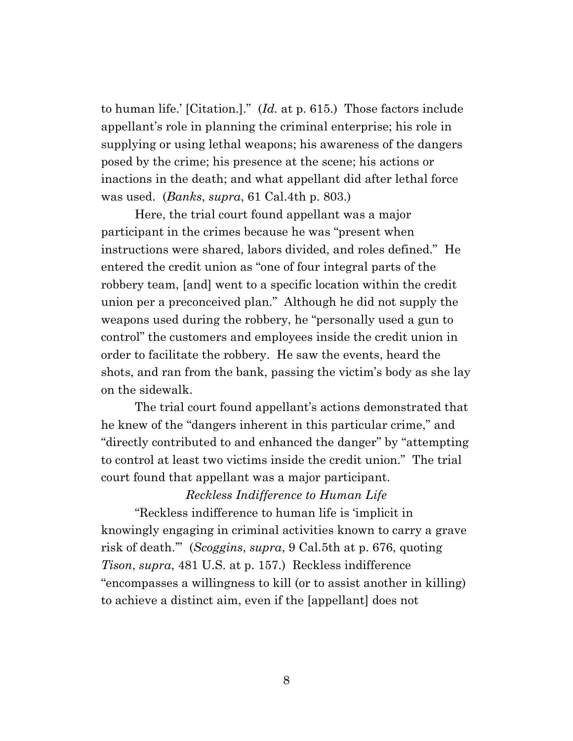to human life.' [Citation.]." (*Id.* at p. 615.) Those factors include appellant's role in planning the criminal enterprise; his role in supplying or using lethal weapons; his awareness of the dangers posed by the crime; his presence at the scene; his actions or inactions in the death; and what appellant did after lethal force was used. (*Banks*, *supra*, 61 Cal.4th p. 803.)

Here, the trial court found appellant was a major participant in the crimes because he was "present when instructions were shared, labors divided, and roles defined." He entered the credit union as "one of four integral parts of the robbery team, [and] went to a specific location within the credit union per a preconceived plan." Although he did not supply the weapons used during the robbery, he "personally used a gun to control" the customers and employees inside the credit union in order to facilitate the robbery. He saw the events, heard the shots, and ran from the bank, passing the victim's body as she lay on the sidewalk.

The trial court found appellant's actions demonstrated that he knew of the "dangers inherent in this particular crime," and "directly contributed to and enhanced the danger" by "attempting to control at least two victims inside the credit union." The trial court found that appellant was a major participant.

*Reckless Indifference to Human Life*

"Reckless indifference to human life is 'implicit in knowingly engaging in criminal activities known to carry a grave risk of death.'" (*Scoggins*, *supra*, 9 Cal.5th at p. 676, quoting *Tison*, *supra*, 481 U.S. at p. 157.) Reckless indifference "encompasses a willingness to kill (or to assist another in killing) to achieve a distinct aim, even if the [appellant] does not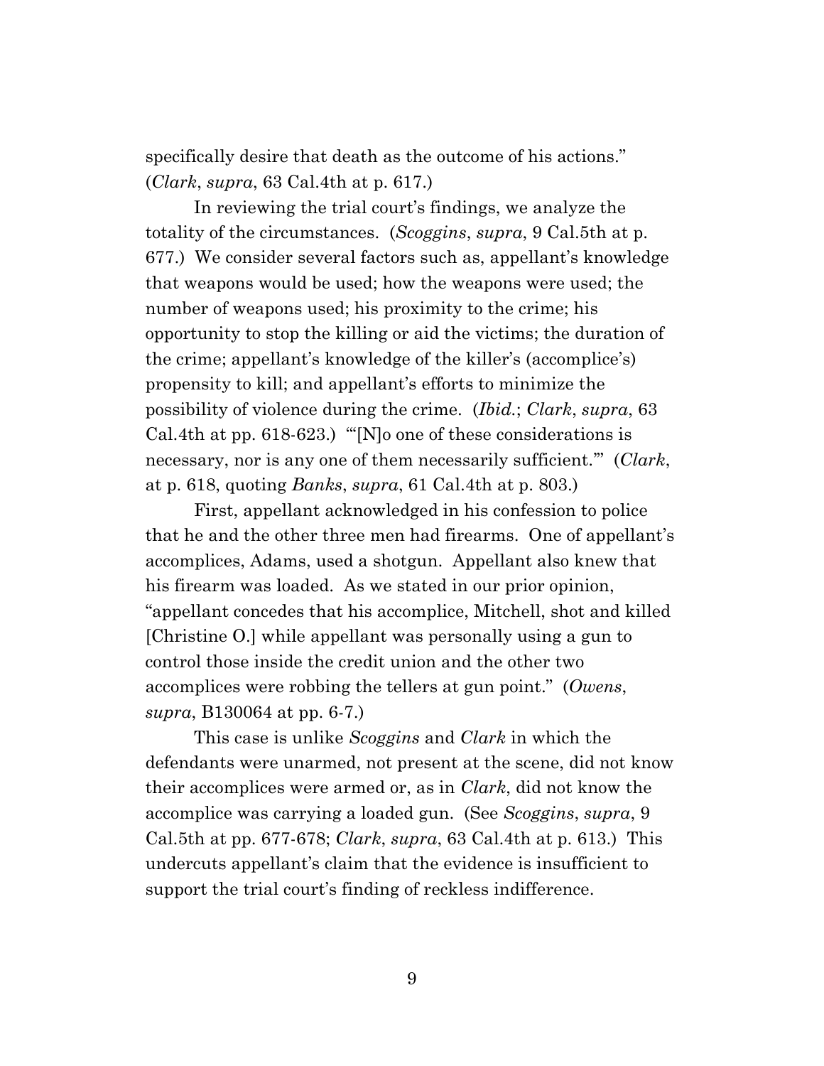specifically desire that death as the outcome of his actions." (*Clark*, *supra*, 63 Cal.4th at p. 617.)

In reviewing the trial court's findings, we analyze the totality of the circumstances. (*Scoggins*, *supra*, 9 Cal.5th at p. 677.) We consider several factors such as, appellant's knowledge that weapons would be used; how the weapons were used; the number of weapons used; his proximity to the crime; his opportunity to stop the killing or aid the victims; the duration of the crime; appellant's knowledge of the killer's (accomplice's) propensity to kill; and appellant's efforts to minimize the possibility of violence during the crime. (*Ibid.*; *Clark*, *supra*, 63 Cal.4th at pp. 618-623.) "'[N]o one of these considerations is necessary, nor is any one of them necessarily sufficient.'" (*Clark*, at p. 618, quoting *Banks*, *supra*, 61 Cal.4th at p. 803.)

First, appellant acknowledged in his confession to police that he and the other three men had firearms. One of appellant's accomplices, Adams, used a shotgun. Appellant also knew that his firearm was loaded. As we stated in our prior opinion, "appellant concedes that his accomplice, Mitchell, shot and killed [Christine O.] while appellant was personally using a gun to control those inside the credit union and the other two accomplices were robbing the tellers at gun point." (*Owens*, *supra*, B130064 at pp. 6-7.)

This case is unlike *Scoggins* and *Clark* in which the defendants were unarmed, not present at the scene, did not know their accomplices were armed or, as in *Clark*, did not know the accomplice was carrying a loaded gun. (See *Scoggins*, *supra*, 9 Cal.5th at pp. 677-678; *Clark*, *supra*, 63 Cal.4th at p. 613.) This undercuts appellant's claim that the evidence is insufficient to support the trial court's finding of reckless indifference.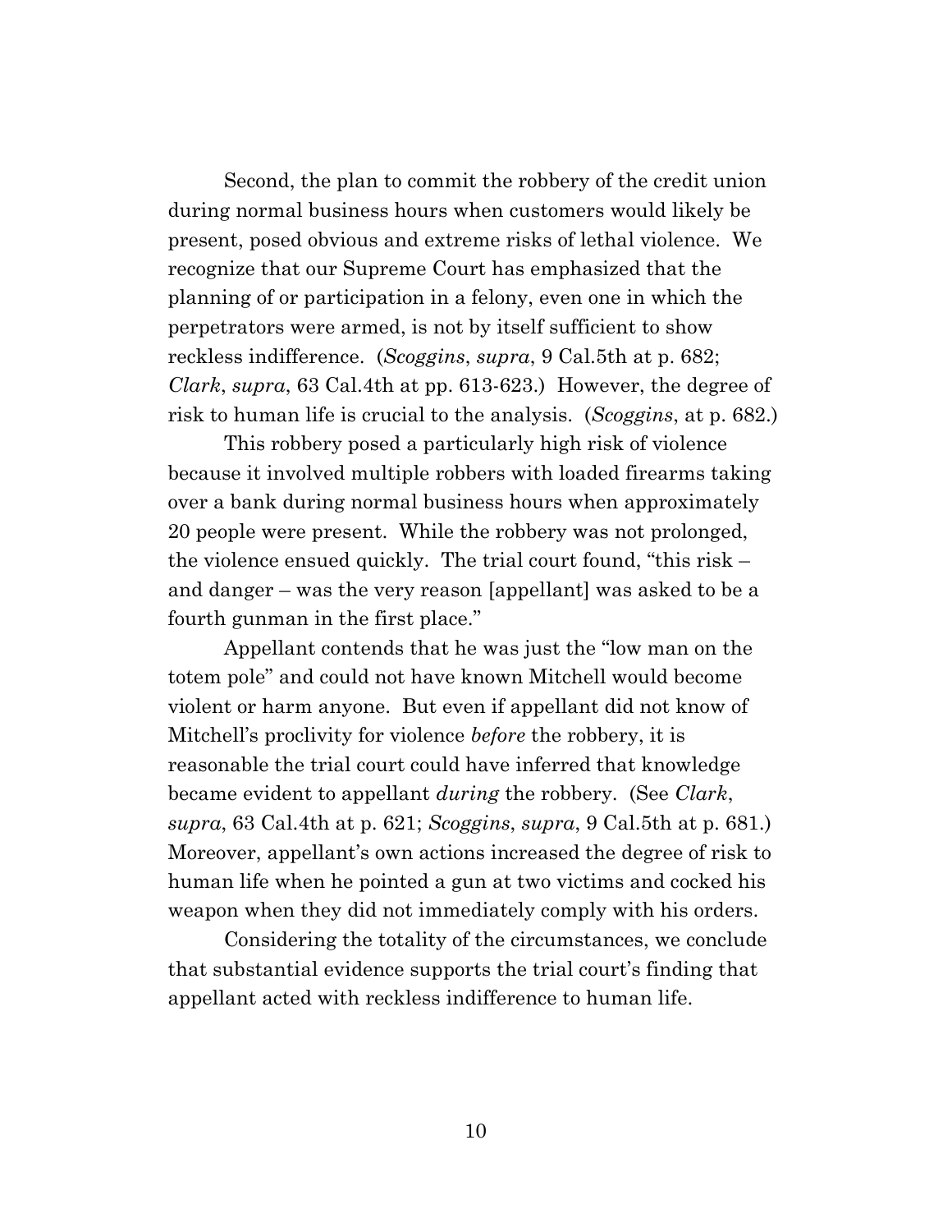Second, the plan to commit the robbery of the credit union during normal business hours when customers would likely be present, posed obvious and extreme risks of lethal violence. We recognize that our Supreme Court has emphasized that the planning of or participation in a felony, even one in which the perpetrators were armed, is not by itself sufficient to show reckless indifference. (*Scoggins*, *supra*, 9 Cal.5th at p. 682; *Clark*, *supra*, 63 Cal.4th at pp. 613-623.) However, the degree of risk to human life is crucial to the analysis. (*Scoggins*, at p. 682.)

This robbery posed a particularly high risk of violence because it involved multiple robbers with loaded firearms taking over a bank during normal business hours when approximately 20 people were present. While the robbery was not prolonged, the violence ensued quickly. The trial court found, "this risk – and danger – was the very reason [appellant] was asked to be a fourth gunman in the first place."

Appellant contends that he was just the "low man on the totem pole" and could not have known Mitchell would become violent or harm anyone. But even if appellant did not know of Mitchell's proclivity for violence *before* the robbery, it is reasonable the trial court could have inferred that knowledge became evident to appellant *during* the robbery. (See *Clark*, *supra*, 63 Cal.4th at p. 621; *Scoggins*, *supra*, 9 Cal.5th at p. 681.) Moreover, appellant's own actions increased the degree of risk to human life when he pointed a gun at two victims and cocked his weapon when they did not immediately comply with his orders.

Considering the totality of the circumstances, we conclude that substantial evidence supports the trial court's finding that appellant acted with reckless indifference to human life.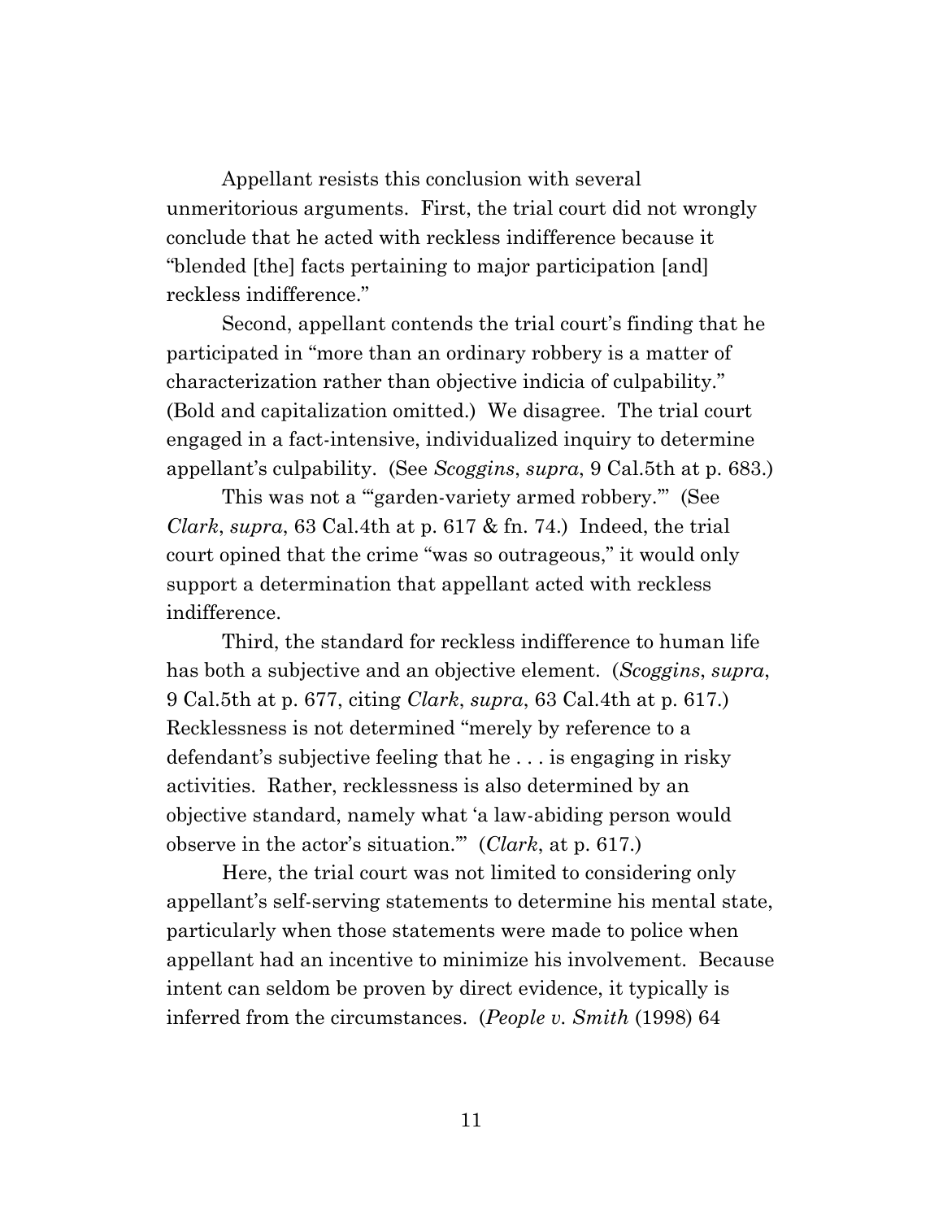Appellant resists this conclusion with several unmeritorious arguments. First, the trial court did not wrongly conclude that he acted with reckless indifference because it "blended [the] facts pertaining to major participation [and] reckless indifference."

Second, appellant contends the trial court's finding that he participated in "more than an ordinary robbery is a matter of characterization rather than objective indicia of culpability." (Bold and capitalization omitted.) We disagree. The trial court engaged in a fact-intensive, individualized inquiry to determine appellant's culpability. (See *Scoggins*, *supra*, 9 Cal.5th at p. 683.)

This was not a "'garden-variety armed robbery.'" (See *Clark*, *supra*, 63 Cal.4th at p. 617 & fn. 74.) Indeed, the trial court opined that the crime "was so outrageous," it would only support a determination that appellant acted with reckless indifference.

Third, the standard for reckless indifference to human life has both a subjective and an objective element. (*Scoggins*, *supra*, 9 Cal.5th at p. 677, citing *Clark*, *supra*, 63 Cal.4th at p. 617.) Recklessness is not determined "merely by reference to a defendant's subjective feeling that he . . . is engaging in risky activities. Rather, recklessness is also determined by an objective standard, namely what 'a law-abiding person would observe in the actor's situation.'" (*Clark*, at p. 617.)

Here, the trial court was not limited to considering only appellant's self-serving statements to determine his mental state, particularly when those statements were made to police when appellant had an incentive to minimize his involvement. Because intent can seldom be proven by direct evidence, it typically is inferred from the circumstances. (*People v. Smith* (1998) 64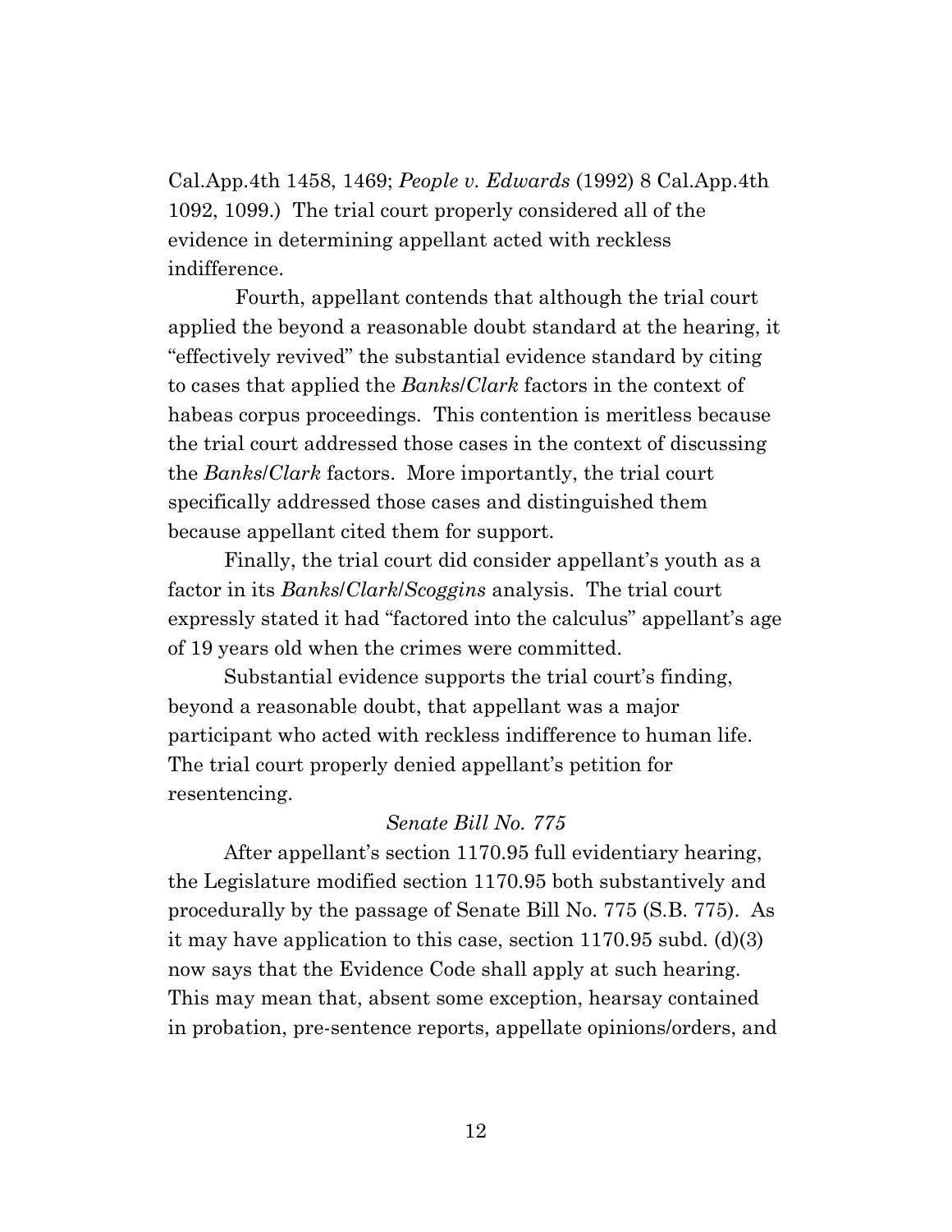Cal.App.4th 1458, 1469; *People v. Edwards* (1992) 8 Cal.App.4th 1092, 1099.) The trial court properly considered all of the evidence in determining appellant acted with reckless indifference.

Fourth, appellant contends that although the trial court applied the beyond a reasonable doubt standard at the hearing, it "effectively revived" the substantial evidence standard by citing to cases that applied the *Banks*/*Clark* factors in the context of habeas corpus proceedings. This contention is meritless because the trial court addressed those cases in the context of discussing the *Banks*/*Clark* factors. More importantly, the trial court specifically addressed those cases and distinguished them because appellant cited them for support.

Finally, the trial court did consider appellant's youth as a factor in its *Banks*/*Clark*/*Scoggins* analysis. The trial court expressly stated it had "factored into the calculus" appellant's age of 19 years old when the crimes were committed.

Substantial evidence supports the trial court's finding, beyond a reasonable doubt, that appellant was a major participant who acted with reckless indifference to human life. The trial court properly denied appellant's petition for resentencing.

*Senate Bill No. 775*

After appellant's section 1170.95 full evidentiary hearing, the Legislature modified section 1170.95 both substantively and procedurally by the passage of Senate Bill No. 775 (S.B. 775). As it may have application to this case, section 1170.95 subd. (d)(3) now says that the Evidence Code shall apply at such hearing. This may mean that, absent some exception, hearsay contained in probation, pre-sentence reports, appellate opinions/orders, and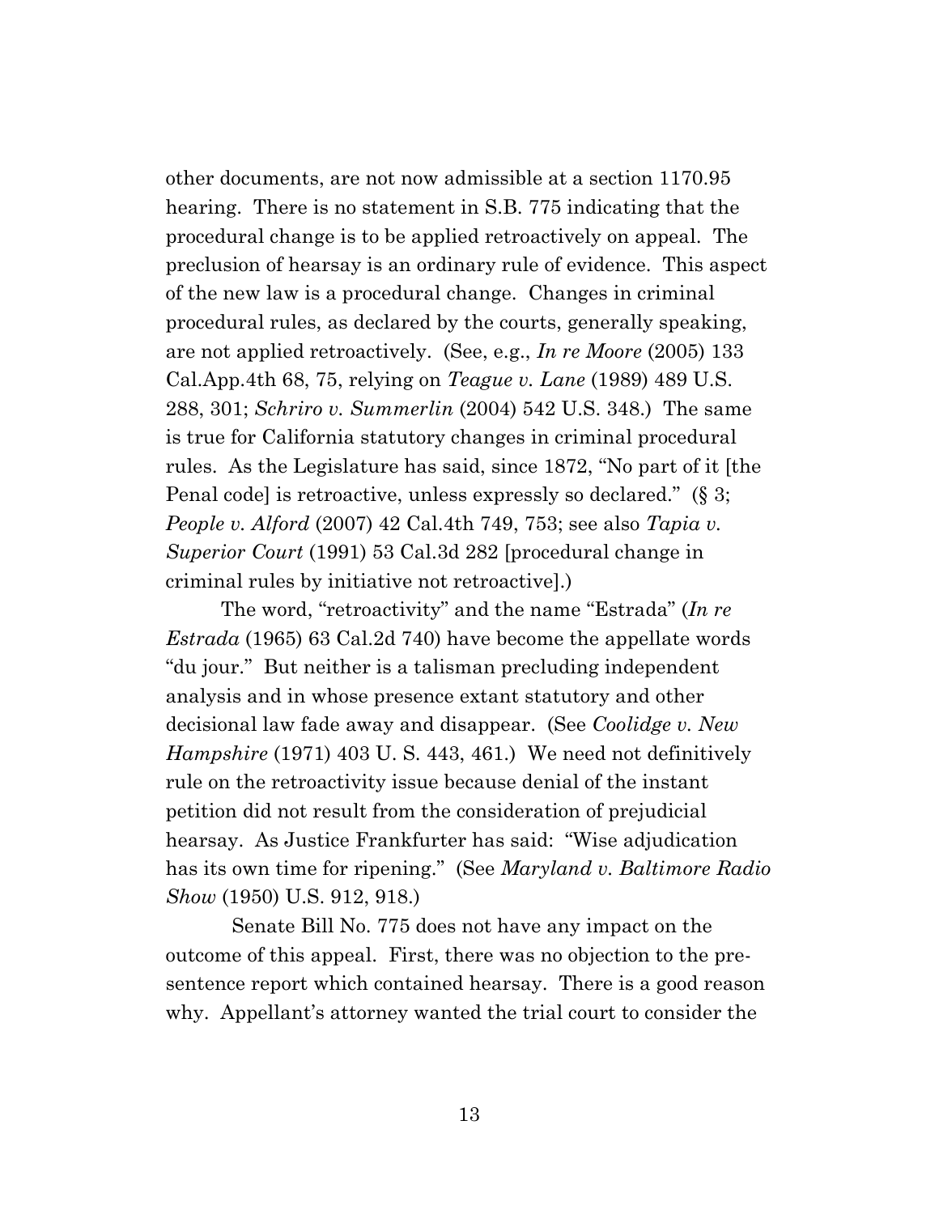other documents, are not now admissible at a section 1170.95 hearing. There is no statement in S.B. 775 indicating that the procedural change is to be applied retroactively on appeal. The preclusion of hearsay is an ordinary rule of evidence. This aspect of the new law is a procedural change. Changes in criminal procedural rules, as declared by the courts, generally speaking, are not applied retroactively. (See, e.g., *In re Moore* (2005) 133 Cal.App.4th 68, 75, relying on *Teague v. Lane* (1989) 489 U.S. 288, 301; *Schriro v. Summerlin* (2004) 542 U.S. 348.) The same is true for California statutory changes in criminal procedural rules. As the Legislature has said, since 1872, "No part of it [the Penal code] is retroactive, unless expressly so declared." (§ 3; *People v. Alford* (2007) 42 Cal.4th 749, 753; see also *Tapia v. Superior Court* (1991) 53 Cal.3d 282 [procedural change in criminal rules by initiative not retroactive].)

The word, "retroactivity" and the name "Estrada" (*In re Estrada* (1965) 63 Cal.2d 740) have become the appellate words "du jour." But neither is a talisman precluding independent analysis and in whose presence extant statutory and other decisional law fade away and disappear. (See *Coolidge v. New Hampshire* (1971) 403 U. S. 443, 461.) We need not definitively rule on the retroactivity issue because denial of the instant petition did not result from the consideration of prejudicial hearsay. As Justice Frankfurter has said: "Wise adjudication has its own time for ripening." (See *Maryland v. Baltimore Radio Show* (1950) U.S. 912, 918.)

Senate Bill No. 775 does not have any impact on the outcome of this appeal. First, there was no objection to the pre-sentence report which contained hearsay. There is a good reason why. Appellant's attorney wanted the trial court to consider the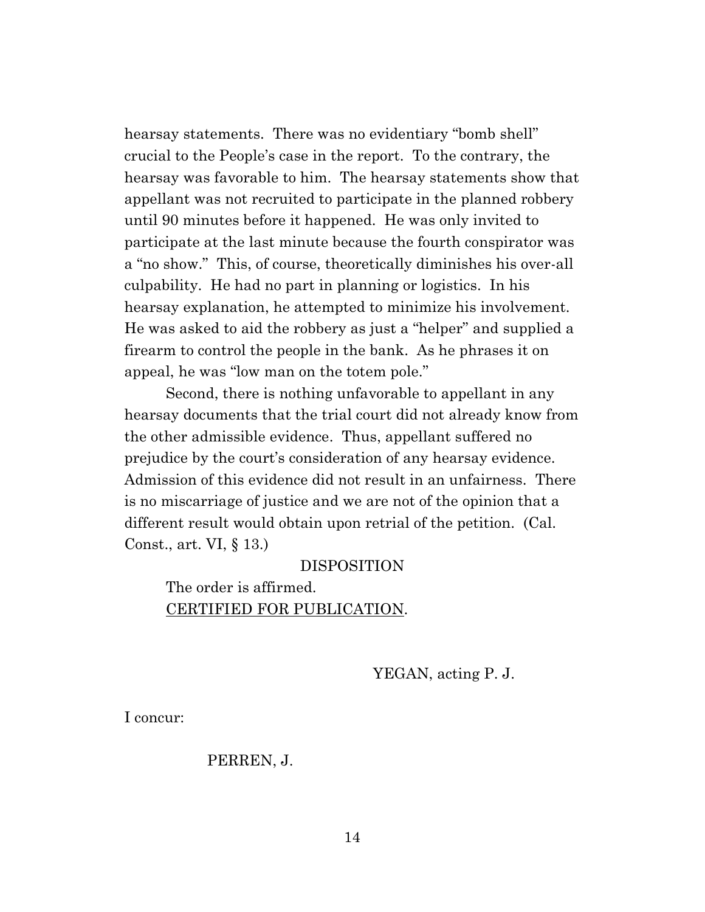hearsay statements. There was no evidentiary "bomb shell" crucial to the People's case in the report. To the contrary, the hearsay was favorable to him. The hearsay statements show that appellant was not recruited to participate in the planned robbery until 90 minutes before it happened. He was only invited to participate at the last minute because the fourth conspirator was a "no show." This, of course, theoretically diminishes his over-all culpability. He had no part in planning or logistics. In his hearsay explanation, he attempted to minimize his involvement. He was asked to aid the robbery as just a "helper" and supplied a firearm to control the people in the bank. As he phrases it on appeal, he was "low man on the totem pole."

Second, there is nothing unfavorable to appellant in any hearsay documents that the trial court did not already know from the other admissible evidence. Thus, appellant suffered no prejudice by the court's consideration of any hearsay evidence. Admission of this evidence did not result in an unfairness. There is no miscarriage of justice and we are not of the opinion that a different result would obtain upon retrial of the petition. (Cal. Const., art. VI, § 13.)

DISPOSITION

The order is affirmed.

CERTIFIED FOR PUBLICATION.

YEGAN, acting P. J.

I concur:

PERREN, J.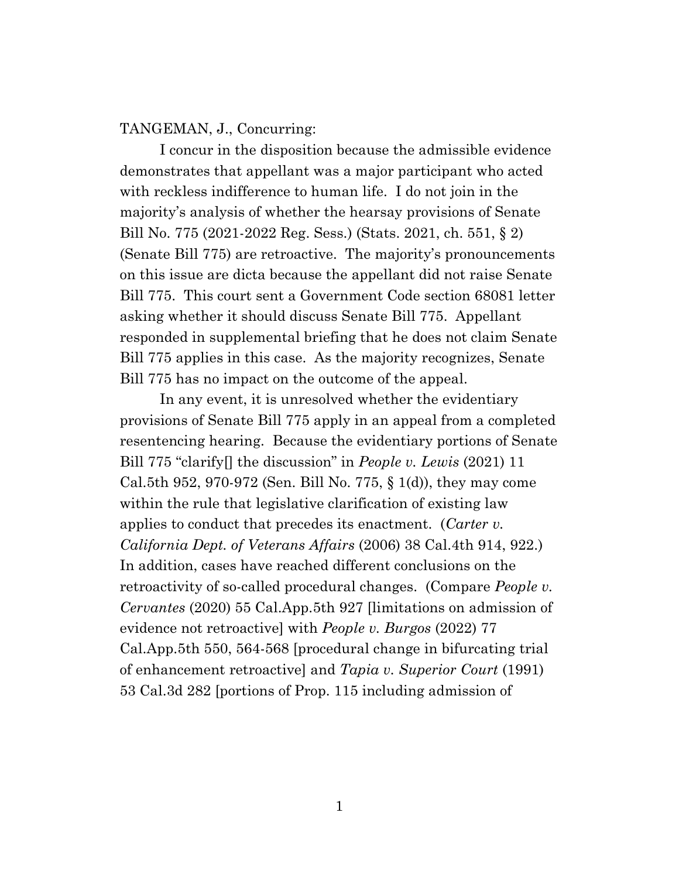TANGEMAN, J., Concurring:

I concur in the disposition because the admissible evidence demonstrates that appellant was a major participant who acted with reckless indifference to human life. I do not join in the majority's analysis of whether the hearsay provisions of Senate Bill No. 775 (2021-2022 Reg. Sess.) (Stats. 2021, ch. 551, § 2) (Senate Bill 775) are retroactive. The majority's pronouncements on this issue are dicta because the appellant did not raise Senate Bill 775. This court sent a Government Code section 68081 letter asking whether it should discuss Senate Bill 775. Appellant responded in supplemental briefing that he does not claim Senate Bill 775 applies in this case. As the majority recognizes, Senate Bill 775 has no impact on the outcome of the appeal.

In any event, it is unresolved whether the evidentiary provisions of Senate Bill 775 apply in an appeal from a completed resentencing hearing. Because the evidentiary portions of Senate Bill 775 "clarify[] the discussion" in *People v. Lewis* (2021) 11 Cal.5th 952, 970-972 (Sen. Bill No. 775, § 1(d)), they may come within the rule that legislative clarification of existing law applies to conduct that precedes its enactment. (*Carter v. California Dept. of Veterans Affairs* (2006) 38 Cal.4th 914, 922.) In addition, cases have reached different conclusions on the retroactivity of so-called procedural changes. (Compare *People v. Cervantes* (2020) 55 Cal.App.5th 927 [limitations on admission of evidence not retroactive] with *People v. Burgos* (2022) 77 Cal.App.5th 550, 564-568 [procedural change in bifurcating trial of enhancement retroactive] and *Tapia v. Superior Court* (1991) 53 Cal.3d 282 [portions of Prop. 115 including admission of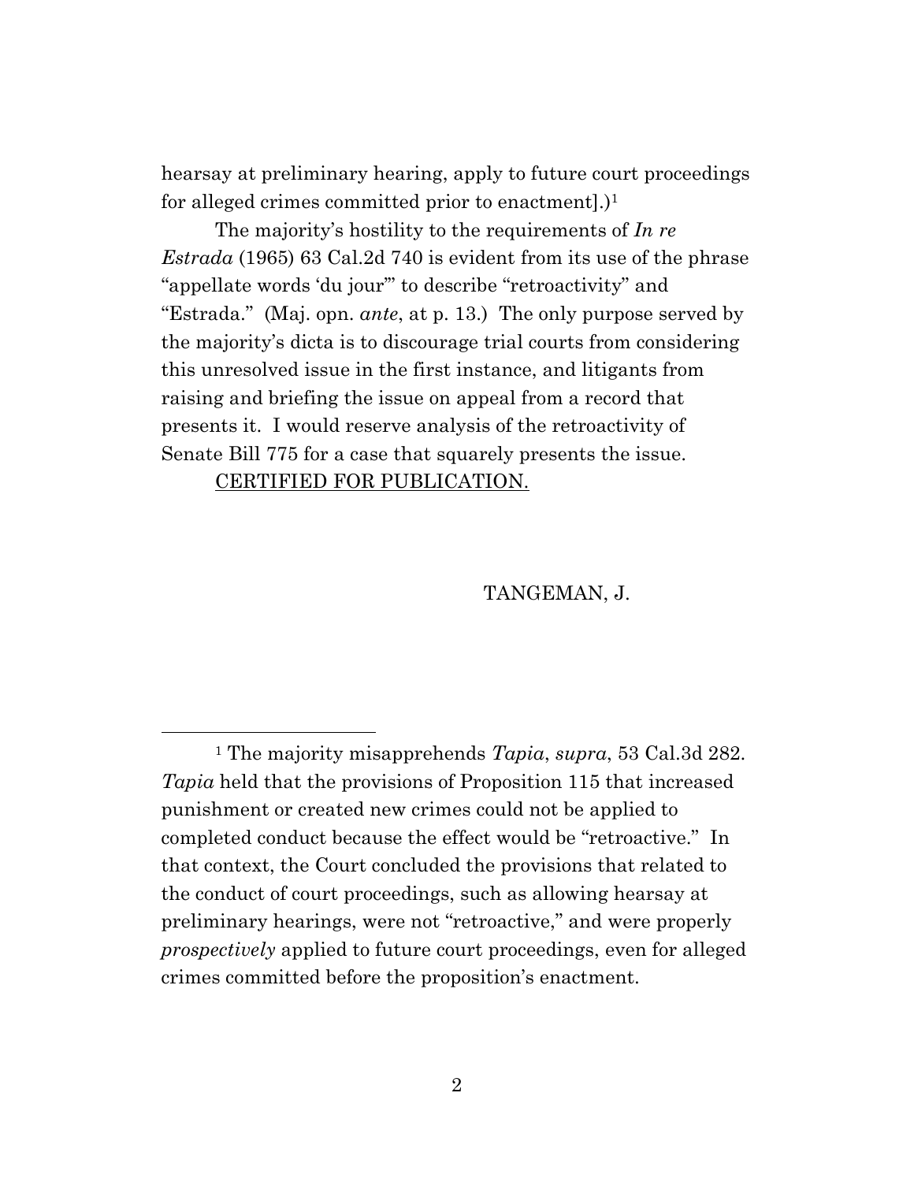hearsay at preliminary hearing, apply to future court proceedings for alleged crimes committed prior to enactment].)[1]

The majority's hostility to the requirements of *In re Estrada* (1965) 63 Cal.2d 740 is evident from its use of the phrase "appellate words 'du jour'" to describe "retroactivity" and "Estrada." (Maj. opn. *ante*, at p. 13.) The only purpose served by the majority's dicta is to discourage trial courts from considering this unresolved issue in the first instance, and litigants from raising and briefing the issue on appeal from a record that presents it. I would reserve analysis of the retroactivity of Senate Bill 775 for a case that squarely presents the issue.

<u>CERTIFIED FOR PUBLICATION.</u>

TANGEMAN, J.

---

[1] The majority misapprehends *Tapia*, *supra*, 53 Cal.3d 282. *Tapia* held that the provisions of Proposition 115 that increased punishment or created new crimes could not be applied to completed conduct because the effect would be "retroactive." In that context, the Court concluded the provisions that related to the conduct of court proceedings, such as allowing hearsay at preliminary hearings, were not "retroactive," and were properly *prospectively* applied to future court proceedings, even for alleged crimes committed before the proposition's enactment.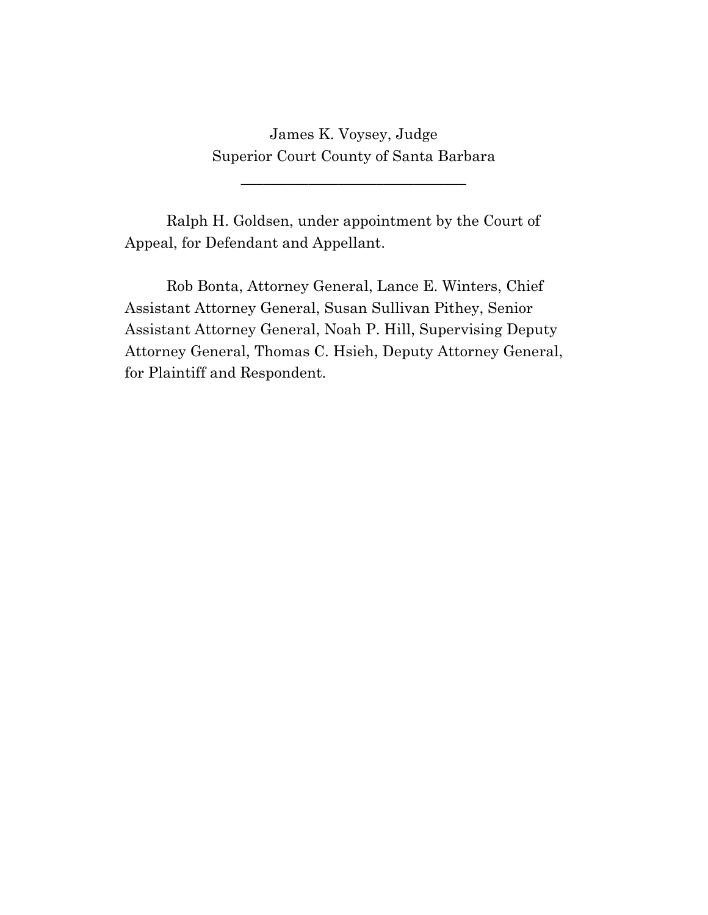James K. Voysey, Judge
Superior Court County of Santa Barbara

______________________________

Ralph H. Goldsen, under appointment by the Court of Appeal, for Defendant and Appellant.

Rob Bonta, Attorney General, Lance E. Winters, Chief Assistant Attorney General, Susan Sullivan Pithey, Senior Assistant Attorney General, Noah P. Hill, Supervising Deputy Attorney General, Thomas C. Hsieh, Deputy Attorney General, for Plaintiff and Respondent.